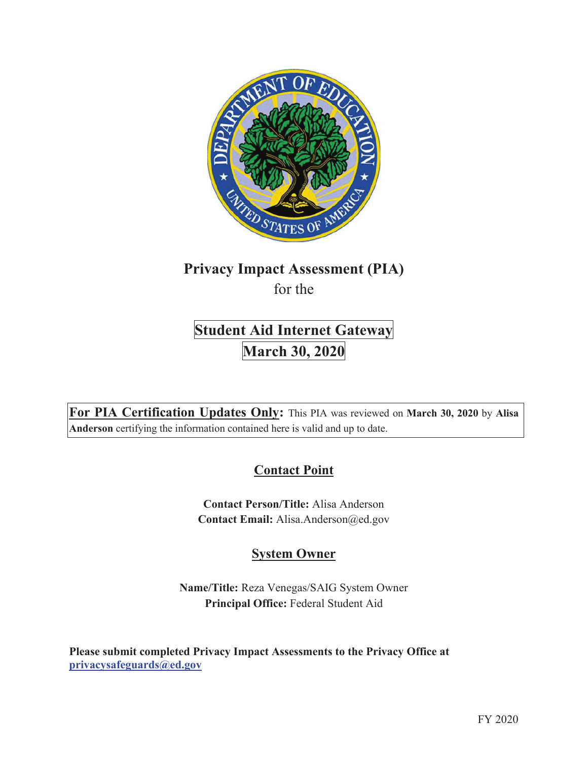# Privacy Impact Assessment (PIA)

for the

## Student Aid Internet Gateway

## March 30, 2020

**For PIA Certification Updates Only:** This PIA was reviewed on **March 30, 2020** by **Alisa Anderson** certifying the information contained here is valid and up to date.

## Contact Point

**Contact Person/Title:** Alisa Anderson
**Contact Email:** Alisa.Anderson@ed.gov

## System Owner

**Name/Title:** Reza Venegas/SAIG System Owner
**Principal Office:** Federal Student Aid

**Please submit completed Privacy Impact Assessments to the Privacy Office at privacysafeguards@ed.gov**

FY 2020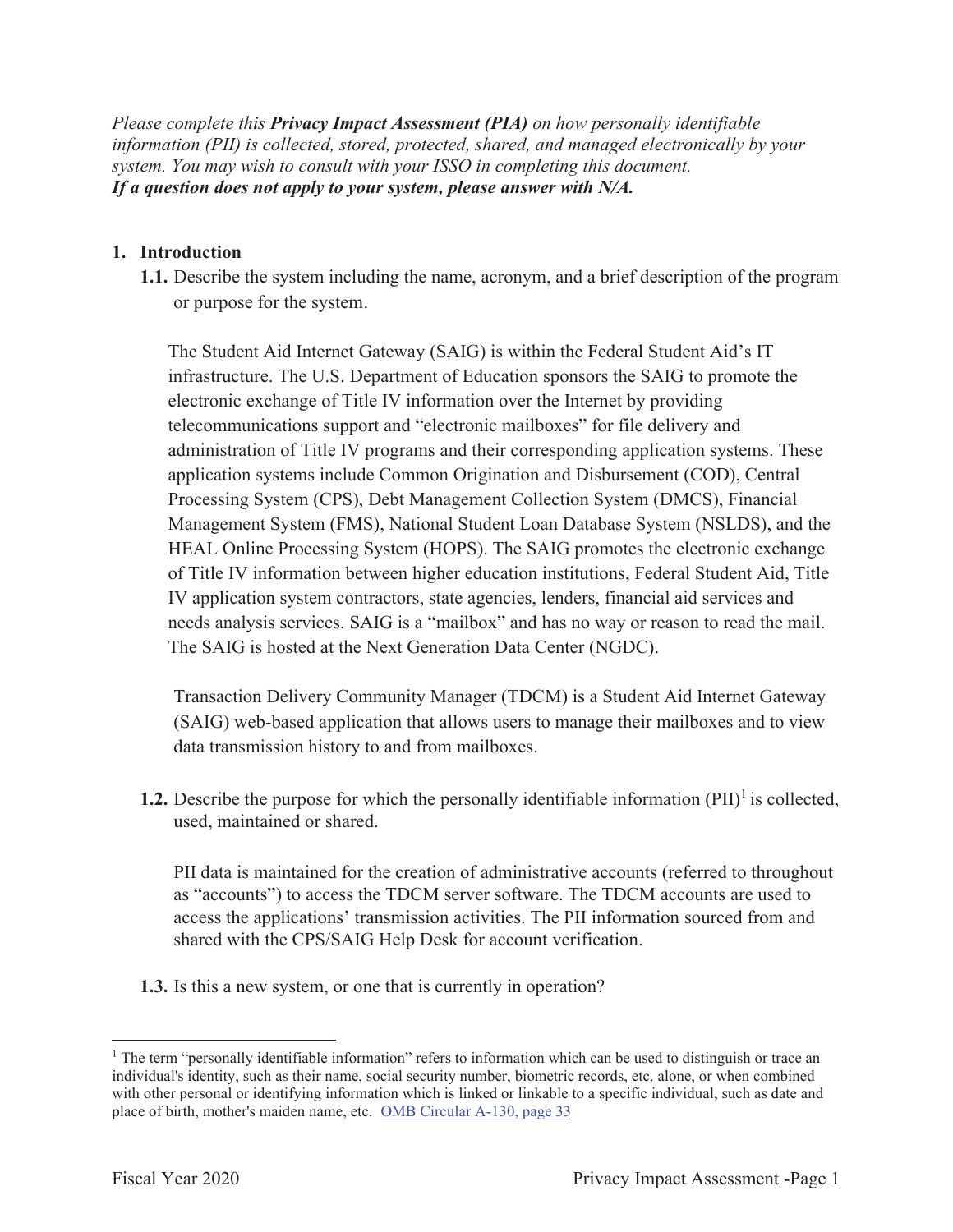*Please complete this **Privacy Impact Assessment (PIA)** on how personally identifiable information (PII) is collected, stored, protected, shared, and managed electronically by your system. You may wish to consult with your ISSO in completing this document.*
***If a question does not apply to your system, please answer with N/A.***

1. **Introduction**

   **1.1.** Describe the system including the name, acronym, and a brief description of the program or purpose for the system.

   The Student Aid Internet Gateway (SAIG) is within the Federal Student Aid's IT infrastructure. The U.S. Department of Education sponsors the SAIG to promote the electronic exchange of Title IV information over the Internet by providing telecommunications support and "electronic mailboxes" for file delivery and administration of Title IV programs and their corresponding application systems. These application systems include Common Origination and Disbursement (COD), Central Processing System (CPS), Debt Management Collection System (DMCS), Financial Management System (FMS), National Student Loan Database System (NSLDS), and the HEAL Online Processing System (HOPS). The SAIG promotes the electronic exchange of Title IV information between higher education institutions, Federal Student Aid, Title IV application system contractors, state agencies, lenders, financial aid services and needs analysis services. SAIG is a "mailbox" and has no way or reason to read the mail. The SAIG is hosted at the Next Generation Data Center (NGDC).

   Transaction Delivery Community Manager (TDCM) is a Student Aid Internet Gateway (SAIG) web-based application that allows users to manage their mailboxes and to view data transmission history to and from mailboxes.

   **1.2.** Describe the purpose for which the personally identifiable information (PII)[1] is collected, used, maintained or shared.

   PII data is maintained for the creation of administrative accounts (referred to throughout as "accounts") to access the TDCM server software. The TDCM accounts are used to access the applications' transmission activities. The PII information sourced from and shared with the CPS/SAIG Help Desk for account verification.

   **1.3.** Is this a new system, or one that is currently in operation?

---

[1] The term "personally identifiable information" refers to information which can be used to distinguish or trace an individual's identity, such as their name, social security number, biometric records, etc. alone, or when combined with other personal or identifying information which is linked or linkable to a specific individual, such as date and place of birth, mother's maiden name, etc. [OMB Circular A-130, page 33]()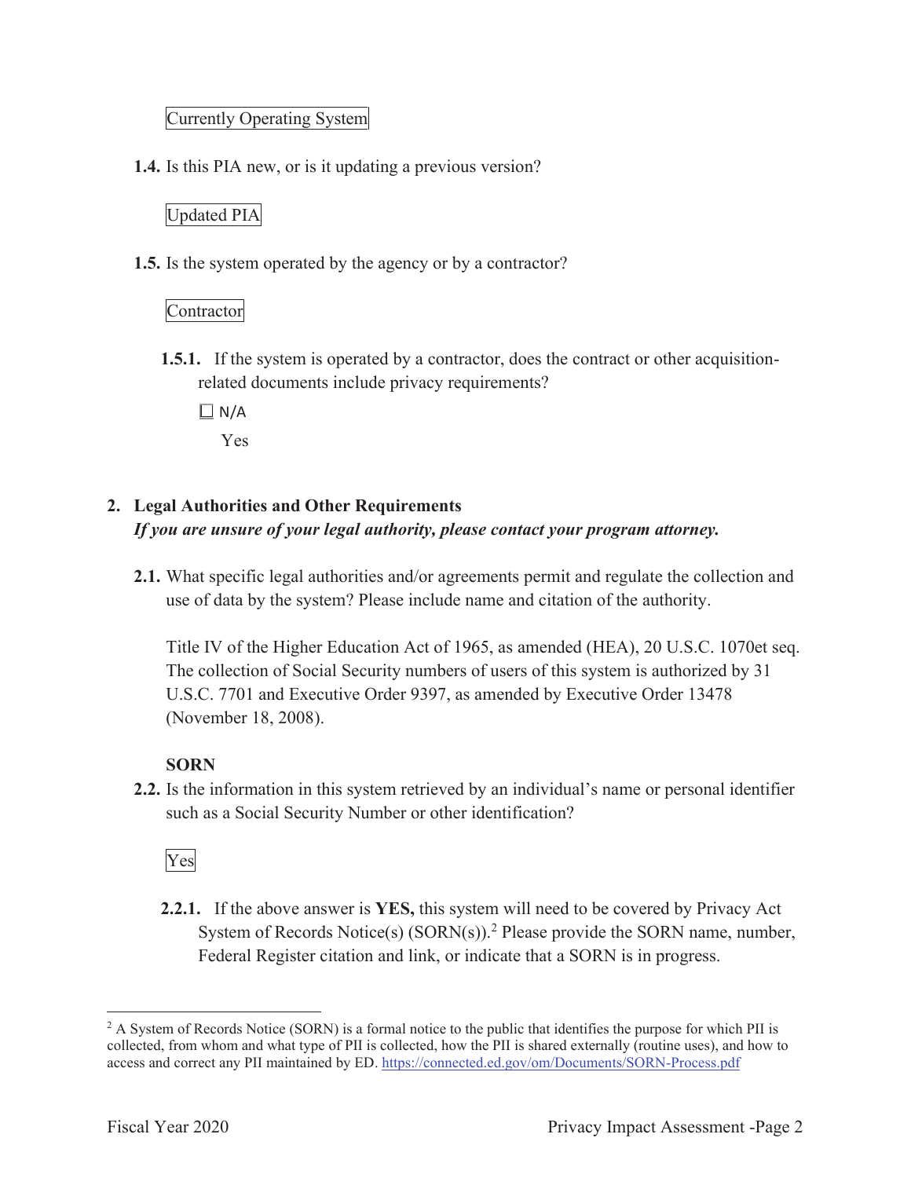Currently Operating System

**1.4.** Is this PIA new, or is it updating a previous version?

Updated PIA

**1.5.** Is the system operated by the agency or by a contractor?

Contractor

**1.5.1.** If the system is operated by a contractor, does the contract or other acquisition-related documents include privacy requirements?

☐ N/A

Yes

## 2. Legal Authorities and Other Requirements

***If you are unsure of your legal authority, please contact your program attorney.***

**2.1.** What specific legal authorities and/or agreements permit and regulate the collection and use of data by the system? Please include name and citation of the authority.

Title IV of the Higher Education Act of 1965, as amended (HEA), 20 U.S.C. 1070et seq. The collection of Social Security numbers of users of this system is authorized by 31 U.S.C. 7701 and Executive Order 9397, as amended by Executive Order 13478 (November 18, 2008).

**SORN**

**2.2.** Is the information in this system retrieved by an individual's name or personal identifier such as a Social Security Number or other identification?

Yes

**2.2.1.** If the above answer is **YES,** this system will need to be covered by Privacy Act System of Records Notice(s) (SORN(s)).[2] Please provide the SORN name, number, Federal Register citation and link, or indicate that a SORN is in progress.

---

[2] A System of Records Notice (SORN) is a formal notice to the public that identifies the purpose for which PII is collected, from whom and what type of PII is collected, how the PII is shared externally (routine uses), and how to access and correct any PII maintained by ED. https://connected.ed.gov/om/Documents/SORN-Process.pdf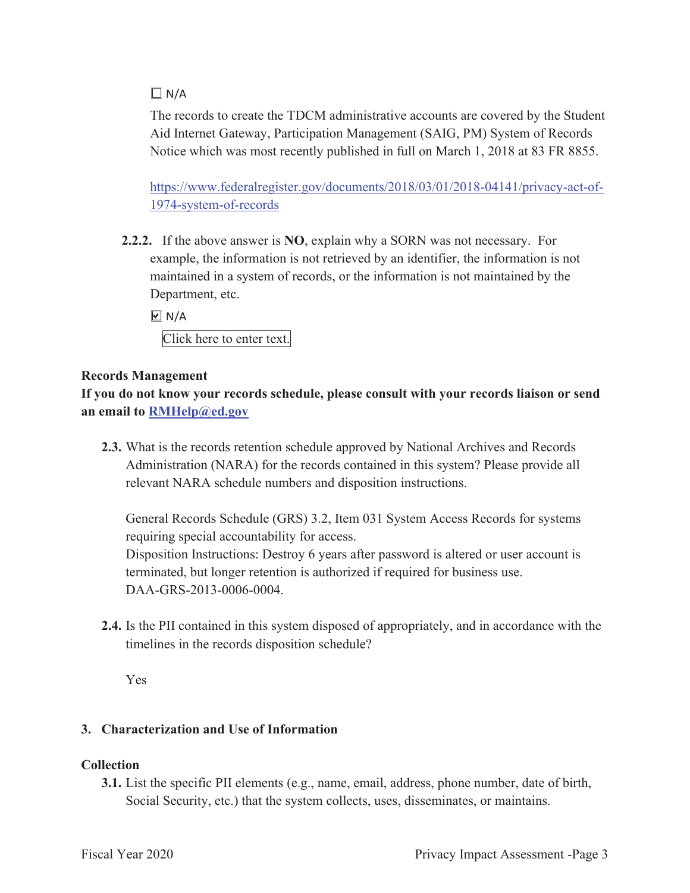☐ N/A

The records to create the TDCM administrative accounts are covered by the Student Aid Internet Gateway, Participation Management (SAIG, PM) System of Records Notice which was most recently published in full on March 1, 2018 at 83 FR 8855.

https://www.federalregister.gov/documents/2018/03/01/2018-04141/privacy-act-of-1974-system-of-records

**2.2.2.** If the above answer is **NO**, explain why a SORN was not necessary. For example, the information is not retrieved by an identifier, the information is not maintained in a system of records, or the information is not maintained by the Department, etc.

☑ N/A

Click here to enter text.

**Records Management**

**If you do not know your records schedule, please consult with your records liaison or send an email to RMHelp@ed.gov**

**2.3.** What is the records retention schedule approved by National Archives and Records Administration (NARA) for the records contained in this system? Please provide all relevant NARA schedule numbers and disposition instructions.

General Records Schedule (GRS) 3.2, Item 031 System Access Records for systems requiring special accountability for access.
Disposition Instructions: Destroy 6 years after password is altered or user account is terminated, but longer retention is authorized if required for business use.
DAA-GRS-2013-0006-0004.

**2.4.** Is the PII contained in this system disposed of appropriately, and in accordance with the timelines in the records disposition schedule?

Yes

## 3. Characterization and Use of Information

**Collection**

**3.1.** List the specific PII elements (e.g., name, email, address, phone number, date of birth, Social Security, etc.) that the system collects, uses, disseminates, or maintains.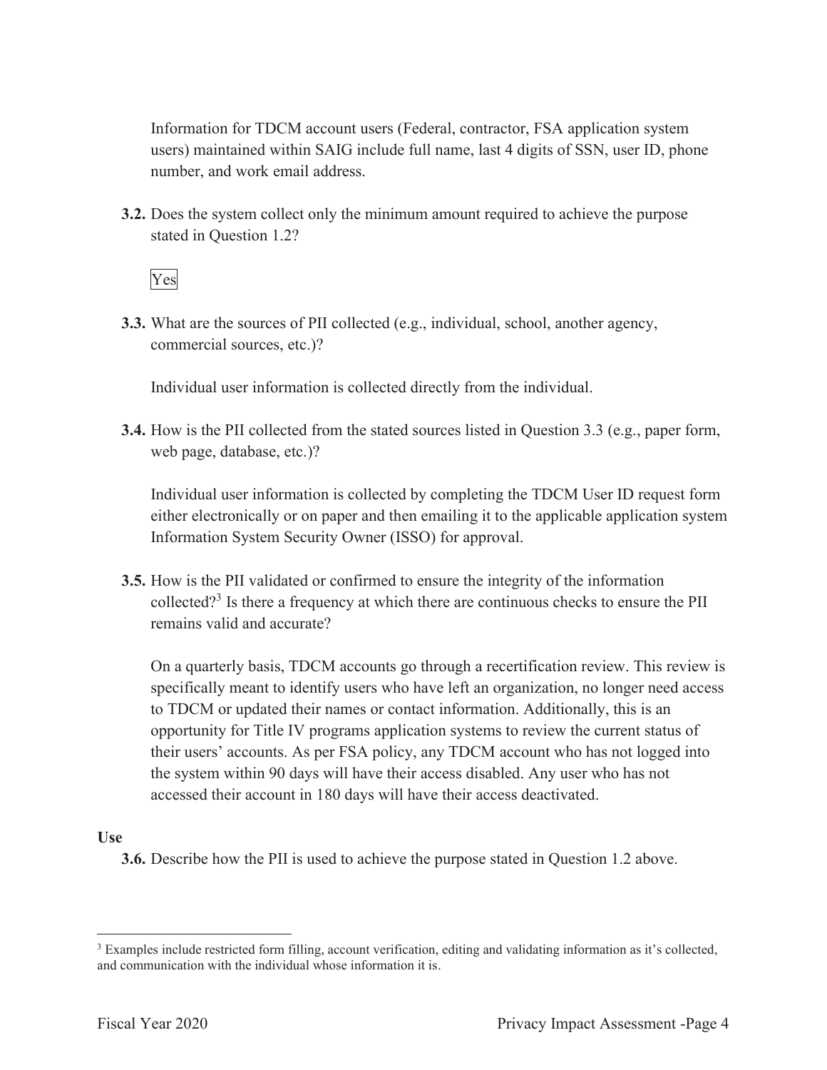Information for TDCM account users (Federal, contractor, FSA application system users) maintained within SAIG include full name, last 4 digits of SSN, user ID, phone number, and work email address.

**3.2.** Does the system collect only the minimum amount required to achieve the purpose stated in Question 1.2?

Yes

**3.3.** What are the sources of PII collected (e.g., individual, school, another agency, commercial sources, etc.)?

Individual user information is collected directly from the individual.

**3.4.** How is the PII collected from the stated sources listed in Question 3.3 (e.g., paper form, web page, database, etc.)?

Individual user information is collected by completing the TDCM User ID request form either electronically or on paper and then emailing it to the applicable application system Information System Security Owner (ISSO) for approval.

**3.5.** How is the PII validated or confirmed to ensure the integrity of the information collected?[3] Is there a frequency at which there are continuous checks to ensure the PII remains valid and accurate?

On a quarterly basis, TDCM accounts go through a recertification review. This review is specifically meant to identify users who have left an organization, no longer need access to TDCM or updated their names or contact information. Additionally, this is an opportunity for Title IV programs application systems to review the current status of their users' accounts. As per FSA policy, any TDCM account who has not logged into the system within 90 days will have their access disabled. Any user who has not accessed their account in 180 days will have their access deactivated.

**Use**

**3.6.** Describe how the PII is used to achieve the purpose stated in Question 1.2 above.

[3] Examples include restricted form filling, account verification, editing and validating information as it's collected, and communication with the individual whose information it is.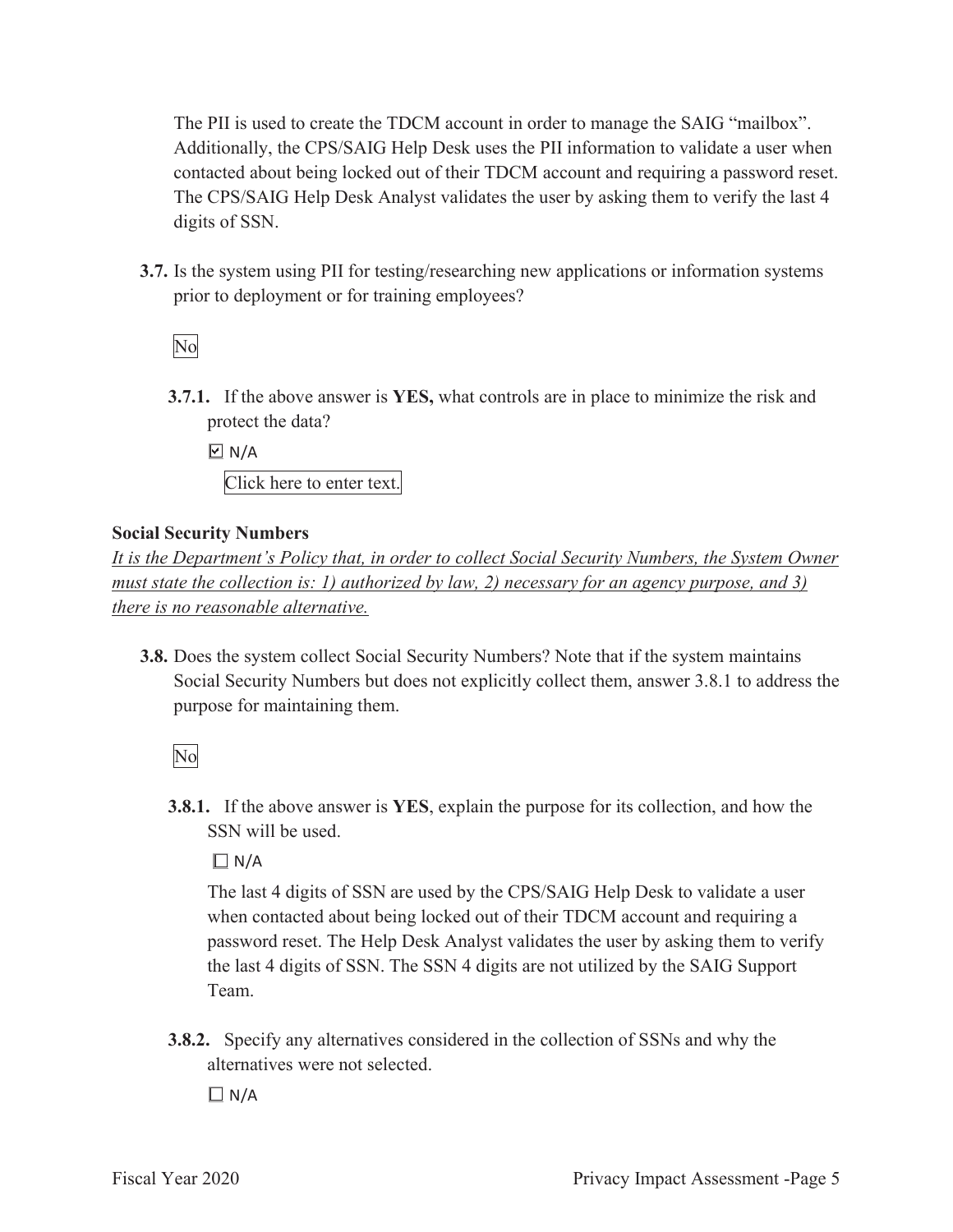The PII is used to create the TDCM account in order to manage the SAIG "mailbox". Additionally, the CPS/SAIG Help Desk uses the PII information to validate a user when contacted about being locked out of their TDCM account and requiring a password reset. The CPS/SAIG Help Desk Analyst validates the user by asking them to verify the last 4 digits of SSN.

**3.7.** Is the system using PII for testing/researching new applications or information systems prior to deployment or for training employees?

No

**3.7.1.** If the above answer is **YES,** what controls are in place to minimize the risk and protect the data?

☑ N/A

Click here to enter text.

**Social Security Numbers**

*It is the Department's Policy that, in order to collect Social Security Numbers, the System Owner must state the collection is: 1) authorized by law, 2) necessary for an agency purpose, and 3) there is no reasonable alternative.*

**3.8.** Does the system collect Social Security Numbers? Note that if the system maintains Social Security Numbers but does not explicitly collect them, answer 3.8.1 to address the purpose for maintaining them.

No

**3.8.1.** If the above answer is **YES**, explain the purpose for its collection, and how the SSN will be used.

☐ N/A

The last 4 digits of SSN are used by the CPS/SAIG Help Desk to validate a user when contacted about being locked out of their TDCM account and requiring a password reset. The Help Desk Analyst validates the user by asking them to verify the last 4 digits of SSN. The SSN 4 digits are not utilized by the SAIG Support Team.

**3.8.2.** Specify any alternatives considered in the collection of SSNs and why the alternatives were not selected.

☐ N/A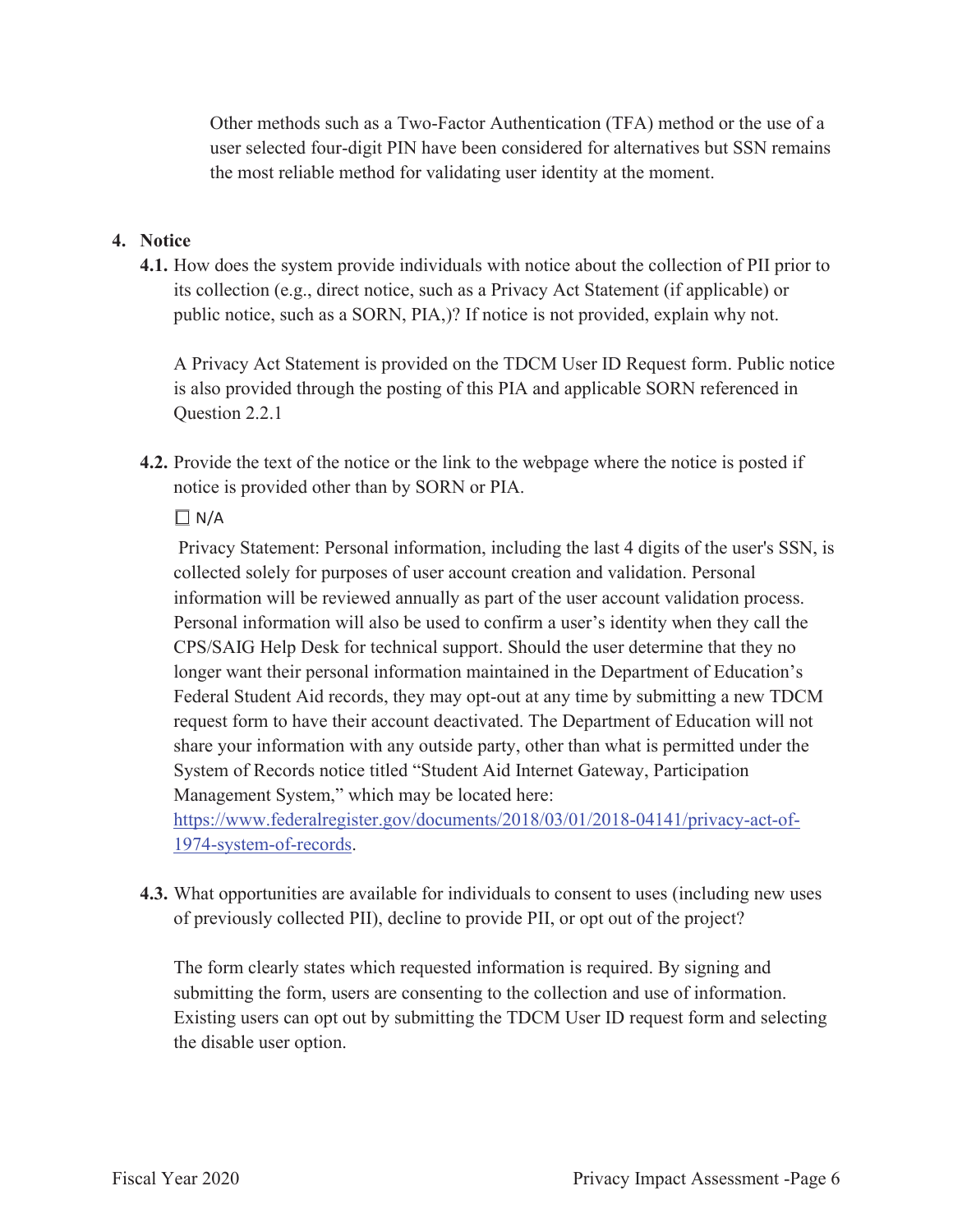Other methods such as a Two-Factor Authentication (TFA) method or the use of a user selected four-digit PIN have been considered for alternatives but SSN remains the most reliable method for validating user identity at the moment.

## 4. Notice

**4.1.** How does the system provide individuals with notice about the collection of PII prior to its collection (e.g., direct notice, such as a Privacy Act Statement (if applicable) or public notice, such as a SORN, PIA,)? If notice is not provided, explain why not.

A Privacy Act Statement is provided on the TDCM User ID Request form. Public notice is also provided through the posting of this PIA and applicable SORN referenced in Question 2.2.1

**4.2.** Provide the text of the notice or the link to the webpage where the notice is posted if notice is provided other than by SORN or PIA.

☐ N/A

Privacy Statement: Personal information, including the last 4 digits of the user's SSN, is collected solely for purposes of user account creation and validation. Personal information will be reviewed annually as part of the user account validation process. Personal information will also be used to confirm a user's identity when they call the CPS/SAIG Help Desk for technical support. Should the user determine that they no longer want their personal information maintained in the Department of Education's Federal Student Aid records, they may opt-out at any time by submitting a new TDCM request form to have their account deactivated. The Department of Education will not share your information with any outside party, other than what is permitted under the System of Records notice titled "Student Aid Internet Gateway, Participation Management System," which may be located here: https://www.federalregister.gov/documents/2018/03/01/2018-04141/privacy-act-of-1974-system-of-records.

**4.3.** What opportunities are available for individuals to consent to uses (including new uses of previously collected PII), decline to provide PII, or opt out of the project?

The form clearly states which requested information is required. By signing and submitting the form, users are consenting to the collection and use of information. Existing users can opt out by submitting the TDCM User ID request form and selecting the disable user option.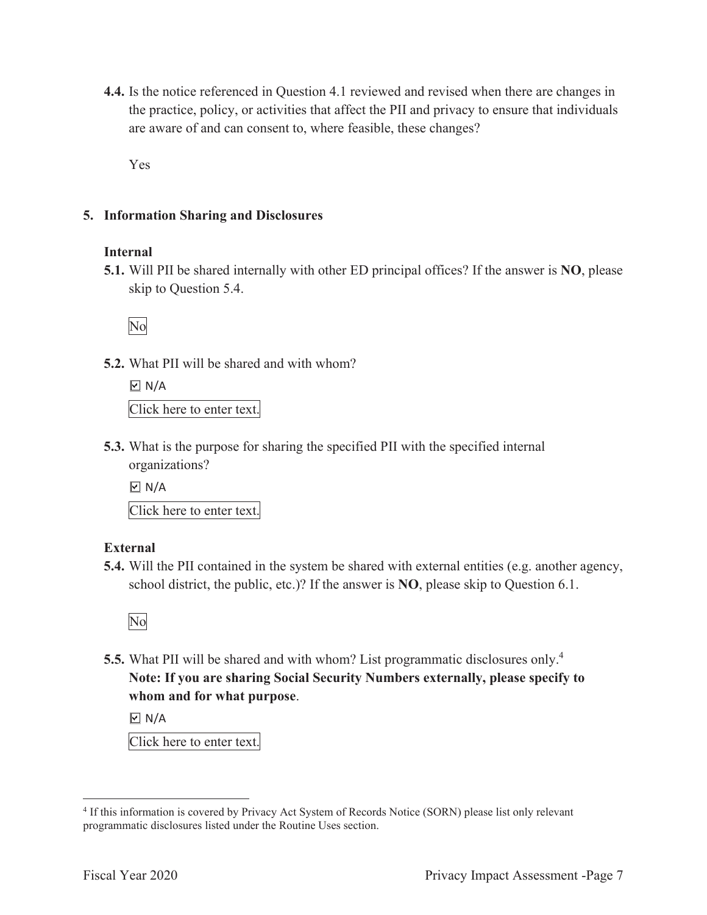**4.4.** Is the notice referenced in Question 4.1 reviewed and revised when there are changes in the practice, policy, or activities that affect the PII and privacy to ensure that individuals are aware of and can consent to, where feasible, these changes?

Yes

## 5. Information Sharing and Disclosures

### Internal

**5.1.** Will PII be shared internally with other ED principal offices? If the answer is **NO**, please skip to Question 5.4.

No

**5.2.** What PII will be shared and with whom?

☑ N/A

Click here to enter text.

**5.3.** What is the purpose for sharing the specified PII with the specified internal organizations?

☑ N/A

Click here to enter text.

### External

**5.4.** Will the PII contained in the system be shared with external entities (e.g. another agency, school district, the public, etc.)? If the answer is **NO**, please skip to Question 6.1.

No

**5.5.** What PII will be shared and with whom? List programmatic disclosures only.[4] **Note: If you are sharing Social Security Numbers externally, please specify to whom and for what purpose**.

☑ N/A

Click here to enter text.

[4] If this information is covered by Privacy Act System of Records Notice (SORN) please list only relevant programmatic disclosures listed under the Routine Uses section.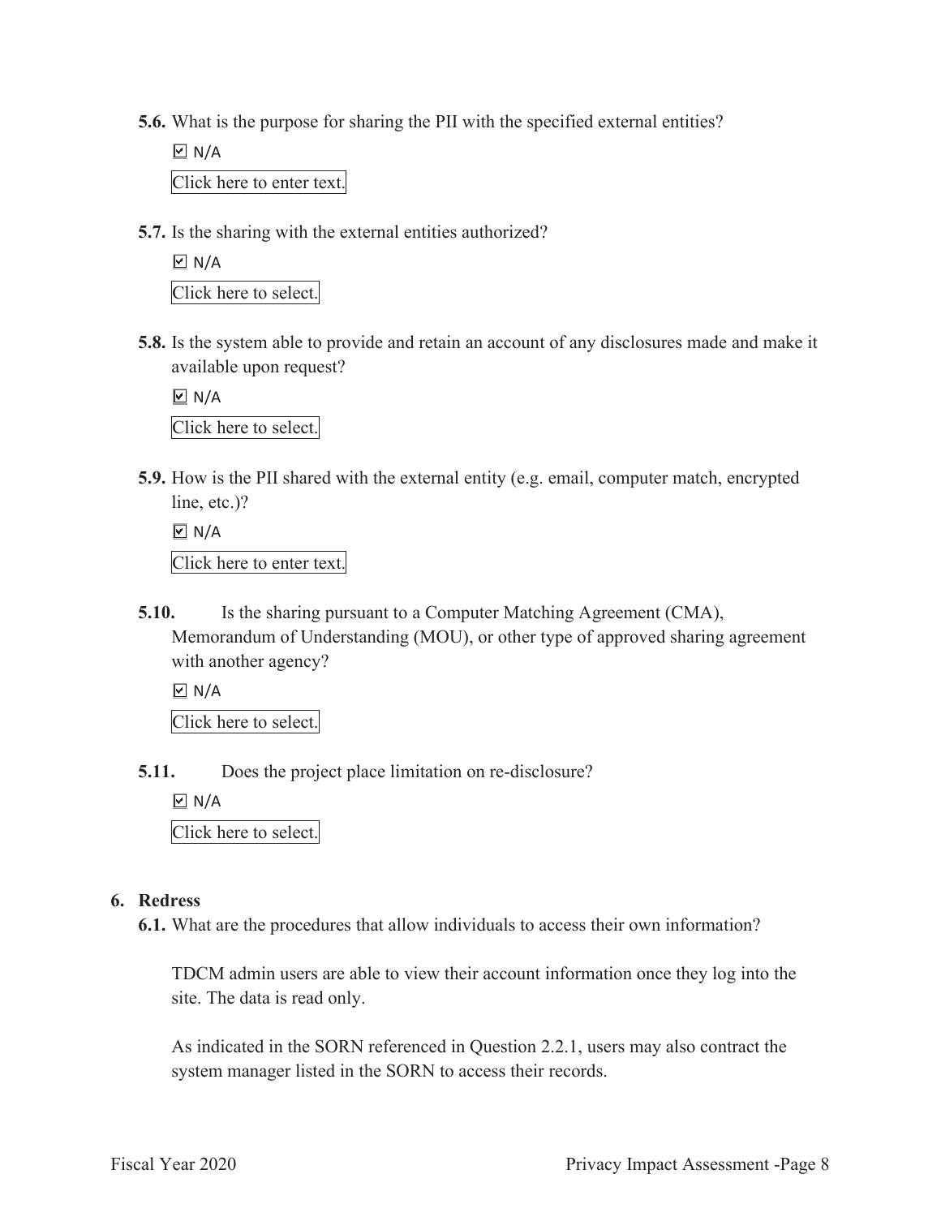**5.6.** What is the purpose for sharing the PII with the specified external entities?

☑ N/A

Click here to enter text.

**5.7.** Is the sharing with the external entities authorized?

☑ N/A

Click here to select.

**5.8.** Is the system able to provide and retain an account of any disclosures made and make it available upon request?

☑ N/A

Click here to select.

**5.9.** How is the PII shared with the external entity (e.g. email, computer match, encrypted line, etc.)?

☑ N/A

Click here to enter text.

**5.10.** Is the sharing pursuant to a Computer Matching Agreement (CMA), Memorandum of Understanding (MOU), or other type of approved sharing agreement with another agency?

☑ N/A

Click here to select.

**5.11.** Does the project place limitation on re-disclosure?

☑ N/A

Click here to select.

## 6. Redress

**6.1.** What are the procedures that allow individuals to access their own information?

TDCM admin users are able to view their account information once they log into the site. The data is read only.

As indicated in the SORN referenced in Question 2.2.1, users may also contract the system manager listed in the SORN to access their records.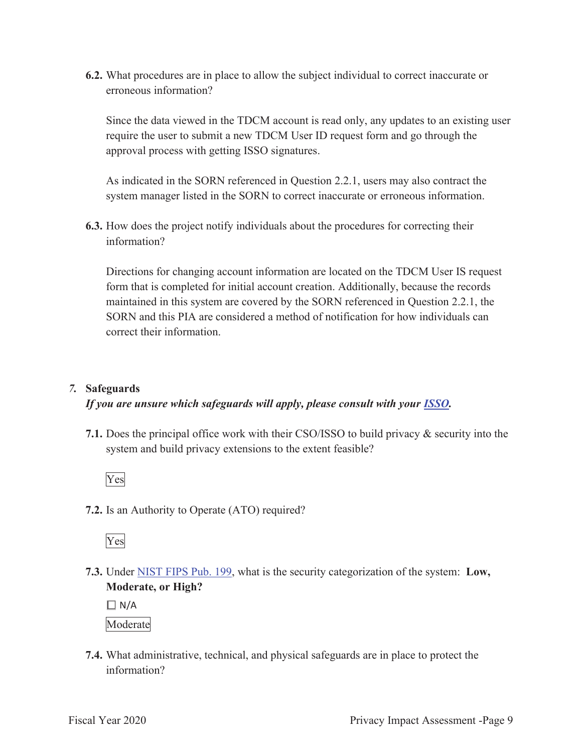**6.2.** What procedures are in place to allow the subject individual to correct inaccurate or erroneous information?

Since the data viewed in the TDCM account is read only, any updates to an existing user require the user to submit a new TDCM User ID request form and go through the approval process with getting ISSO signatures.

As indicated in the SORN referenced in Question 2.2.1, users may also contract the system manager listed in the SORN to correct inaccurate or erroneous information.

**6.3.** How does the project notify individuals about the procedures for correcting their information?

Directions for changing account information are located on the TDCM User IS request form that is completed for initial account creation. Additionally, because the records maintained in this system are covered by the SORN referenced in Question 2.2.1, the SORN and this PIA are considered a method of notification for how individuals can correct their information.

## 7. Safeguards

***If you are unsure which safeguards will apply, please consult with your ISSO.***

**7.1.** Does the principal office work with their CSO/ISSO to build privacy & security into the system and build privacy extensions to the extent feasible?

Yes

**7.2.** Is an Authority to Operate (ATO) required?

Yes

**7.3.** Under NIST FIPS Pub. 199, what is the security categorization of the system: **Low, Moderate, or High?**

☐ N/A

Moderate

**7.4.** What administrative, technical, and physical safeguards are in place to protect the information?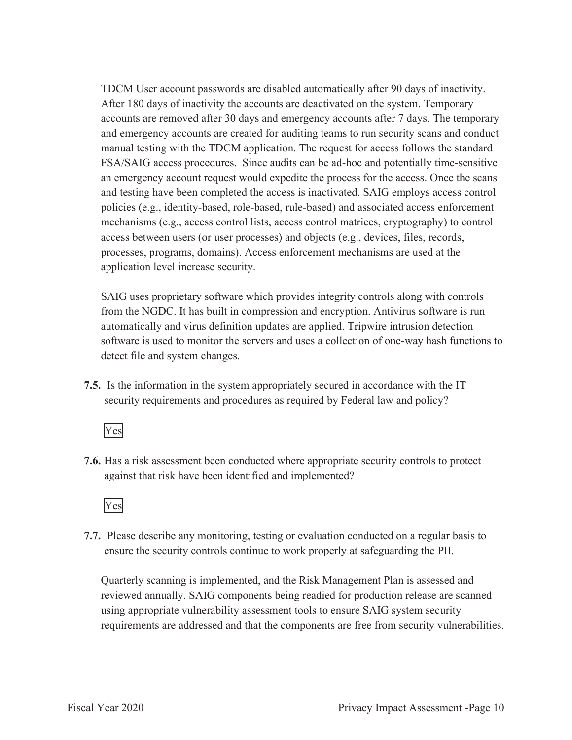TDCM User account passwords are disabled automatically after 90 days of inactivity. After 180 days of inactivity the accounts are deactivated on the system. Temporary accounts are removed after 30 days and emergency accounts after 7 days. The temporary and emergency accounts are created for auditing teams to run security scans and conduct manual testing with the TDCM application. The request for access follows the standard FSA/SAIG access procedures. Since audits can be ad-hoc and potentially time-sensitive an emergency account request would expedite the process for the access. Once the scans and testing have been completed the access is inactivated. SAIG employs access control policies (e.g., identity-based, role-based, rule-based) and associated access enforcement mechanisms (e.g., access control lists, access control matrices, cryptography) to control access between users (or user processes) and objects (e.g., devices, files, records, processes, programs, domains). Access enforcement mechanisms are used at the application level increase security.

SAIG uses proprietary software which provides integrity controls along with controls from the NGDC. It has built in compression and encryption. Antivirus software is run automatically and virus definition updates are applied. Tripwire intrusion detection software is used to monitor the servers and uses a collection of one-way hash functions to detect file and system changes.

**7.5.** Is the information in the system appropriately secured in accordance with the IT security requirements and procedures as required by Federal law and policy?

Yes

**7.6.** Has a risk assessment been conducted where appropriate security controls to protect against that risk have been identified and implemented?

Yes

**7.7.** Please describe any monitoring, testing or evaluation conducted on a regular basis to ensure the security controls continue to work properly at safeguarding the PII.

Quarterly scanning is implemented, and the Risk Management Plan is assessed and reviewed annually. SAIG components being readied for production release are scanned using appropriate vulnerability assessment tools to ensure SAIG system security requirements are addressed and that the components are free from security vulnerabilities.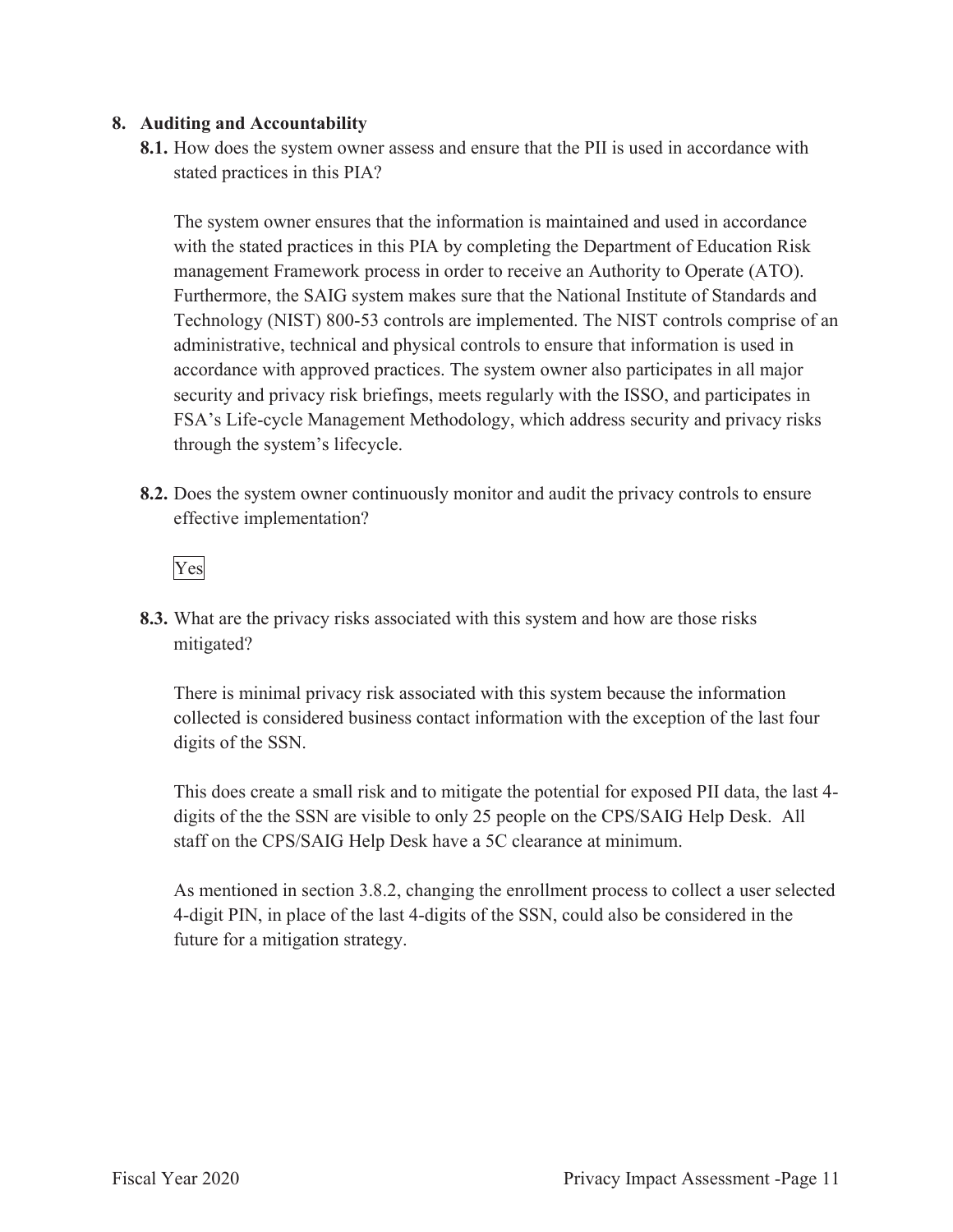## 8. Auditing and Accountability

**8.1.** How does the system owner assess and ensure that the PII is used in accordance with stated practices in this PIA?

The system owner ensures that the information is maintained and used in accordance with the stated practices in this PIA by completing the Department of Education Risk management Framework process in order to receive an Authority to Operate (ATO). Furthermore, the SAIG system makes sure that the National Institute of Standards and Technology (NIST) 800-53 controls are implemented. The NIST controls comprise of an administrative, technical and physical controls to ensure that information is used in accordance with approved practices. The system owner also participates in all major security and privacy risk briefings, meets regularly with the ISSO, and participates in FSA's Life-cycle Management Methodology, which address security and privacy risks through the system's lifecycle.

**8.2.** Does the system owner continuously monitor and audit the privacy controls to ensure effective implementation?

Yes

**8.3.** What are the privacy risks associated with this system and how are those risks mitigated?

There is minimal privacy risk associated with this system because the information collected is considered business contact information with the exception of the last four digits of the SSN.

This does create a small risk and to mitigate the potential for exposed PII data, the last 4-digits of the the SSN are visible to only 25 people on the CPS/SAIG Help Desk. All staff on the CPS/SAIG Help Desk have a 5C clearance at minimum.

As mentioned in section 3.8.2, changing the enrollment process to collect a user selected 4-digit PIN, in place of the last 4-digits of the SSN, could also be considered in the future for a mitigation strategy.